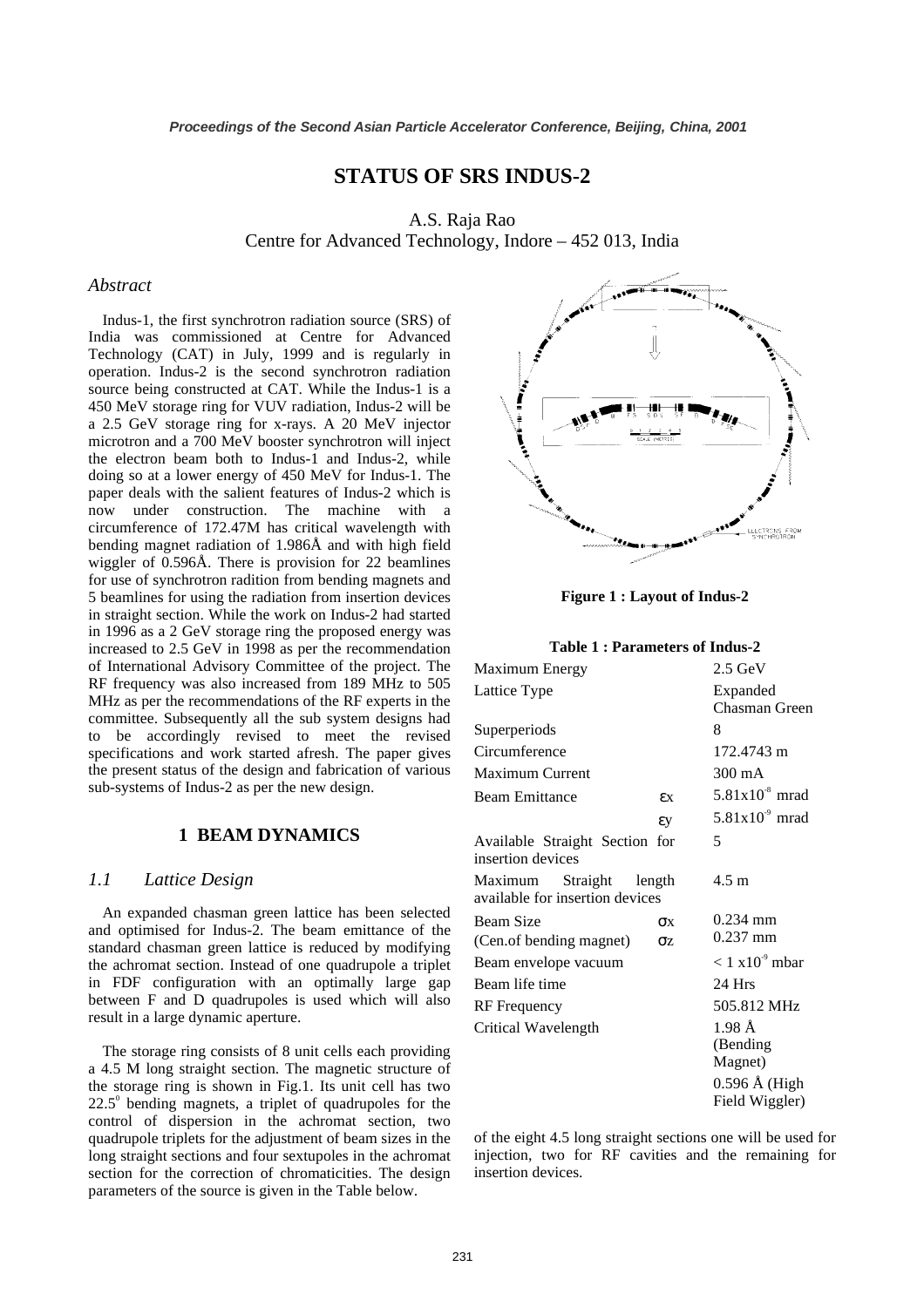# STATUS OF SRS INDUS-2

A.S. Raja Rao
Centre for Advanced Technology, Indore – 452 013, India

## *Abstract*

Indus-1, the first synchrotron radiation source (SRS) of India was commissioned at Centre for Advanced Technology (CAT) in July, 1999 and is regularly in operation. Indus-2 is the second synchrotron radiation source being constructed at CAT. While the Indus-1 is a 450 MeV storage ring for VUV radiation, Indus-2 will be a 2.5 GeV storage ring for x-rays. A 20 MeV injector microtron and a 700 MeV booster synchrotron will inject the electron beam both to Indus-1 and Indus-2, while doing so at a lower energy of 450 MeV for Indus-1. The paper deals with the salient features of Indus-2 which is now under construction. The machine with a circumference of 172.47M has critical wavelength with bending magnet radiation of 1.986Å and with high field wiggler of 0.596Å. There is provision for 22 beamlines for use of synchrotron radition from bending magnets and 5 beamlines for using the radiation from insertion devices in straight section. While the work on Indus-2 had started in 1996 as a 2 GeV storage ring the proposed energy was increased to 2.5 GeV in 1998 as per the recommendation of International Advisory Committee of the project. The RF frequency was also increased from 189 MHz to 505 MHz as per the recommendations of the RF experts in the committee. Subsequently all the sub system designs had to be accordingly revised to meet the revised specifications and work started afresh. The paper gives the present status of the design and fabrication of various sub-systems of Indus-2 as per the new design.

## 1 BEAM DYNAMICS

### *1.1 Lattice Design*

An expanded chasman green lattice has been selected and optimised for Indus-2. The beam emittance of the standard chasman green lattice is reduced by modifying the achromat section. Instead of one quadrupole a triplet in FDF configuration with an optimally large gap between F and D quadrupoles is used which will also result in a large dynamic aperture.

The storage ring consists of 8 unit cells each providing a 4.5 M long straight section. The magnetic structure of the storage ring is shown in Fig.1. Its unit cell has two $22.5^0$ bending magnets, a triplet of quadrupoles for the control of dispersion in the achromat section, two quadrupole triplets for the adjustment of beam sizes in the long straight sections and four sextupoles in the achromat section for the correction of chromaticities. The design parameters of the source is given in the Table below.

**Figure 1 : Layout of Indus-2**

**Table 1 : Parameters of Indus-2**

| Parameter | | Value |
|---|---|---|
| Maximum Energy | | 2.5 GeV |
| Lattice Type | | Expanded Chasman Green |
| Superperiods | | 8 |
| Circumference | | 172.4743 m |
| Maximum Current | | 300 mA |
| Beam Emittance | $\varepsilon x$ | $5.81x10^{-8}$ mrad |
| | $\varepsilon y$ | $5.81x10^{-9}$ mrad |
| Available Straight Section for insertion devices | | 5 |
| Maximum Straight length available for insertion devices | | 4.5 m |
| Beam Size | $\sigma x$ | 0.234 mm |
| (Cen.of bending magnet) | $\sigma z$ | 0.237 mm |
| Beam envelope vacuum | | $< 1 \times 10^{-9}$ mbar |
| Beam life time | | 24 Hrs |
| RF Frequency | | 505.812 MHz |
| Critical Wavelength | | 1.98 Å (Bending Magnet) |
| | | 0.596 Å (High Field Wiggler) |

of the eight 4.5 long straight sections one will be used for injection, two for RF cavities and the remaining for insertion devices.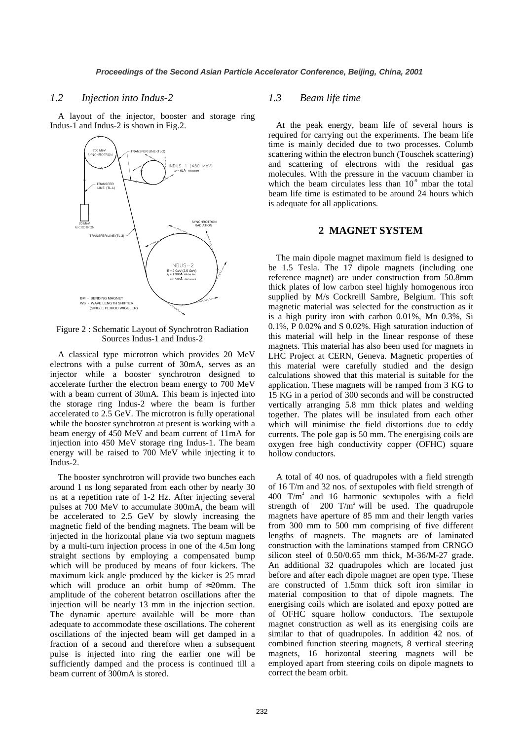### 1.2 Injection into Indus-2

A layout of the injector, booster and storage ring Indus-1 and Indus-2 is shown in Fig.2.

Figure 2 : Schematic Layout of Synchrotron Radiation Sources Indus-1 and Indus-2

A classical type microtron which provides 20 MeV electrons with a pulse current of 30mA, serves as an injector while a booster synchrotron designed to accelerate further the electron beam energy to 700 MeV with a beam current of 30mA. This beam is injected into the storage ring Indus-2 where the beam is further accelerated to 2.5 GeV. The microtron is fully operational while the booster synchrotron at present is working with a beam energy of 450 MeV and beam current of 11mA for injection into 450 MeV storage ring Indus-1. The beam energy will be raised to 700 MeV while injecting it to Indus-2.

The booster synchrotron will provide two bunches each around 1 ns long separated from each other by nearly 30 ns at a repetition rate of 1-2 Hz. After injecting several pulses at 700 MeV to accumulate 300mA, the beam will be accelerated to 2.5 GeV by slowly increasing the magnetic field of the bending magnets. The beam will be injected in the horizontal plane via two septum magnets by a multi-turn injection process in one of the 4.5m long straight sections by employing a compensated bump which will be produced by means of four kickers. The maximum kick angle produced by the kicker is 25 mrad which will produce an orbit bump of ≈20mm. The amplitude of the coherent betatron oscillations after the injection will be nearly 13 mm in the injection section. The dynamic aperture available will be more than adequate to accommodate these oscillations. The coherent oscillations of the injected beam will get damped in a fraction of a second and therefore when a subsequent pulse is injected into ring the earlier one will be sufficiently damped and the process is continued till a beam current of 300mA is stored.

### 1.3 Beam life time

At the peak energy, beam life of several hours is required for carrying out the experiments. The beam life time is mainly decided due to two processes. Columb scattering within the electron bunch (Touschek scattering) and scattering of electrons with the residual gas molecules. With the pressure in the vacuum chamber in which the beam circulates less than $10^{-9}$ mbar the total beam life time is estimated to be around 24 hours which is adequate for all applications.

## 2 MAGNET SYSTEM

The main dipole magnet maximum field is designed to be 1.5 Tesla. The 17 dipole magnets (including one reference magnet) are under construction from 50.8mm thick plates of low carbon steel highly homogenous iron supplied by M/s Cockreill Sambre, Belgium. This soft magnetic material was selected for the construction as it is a high purity iron with carbon 0.01%, Mn 0.3%, Si 0.1%, P 0.02% and S 0.02%. High saturation induction of this material will help in the linear response of these magnets. This material has also been used for magnets in LHC Project at CERN, Geneva. Magnetic properties of this material were carefully studied and the design calculations showed that this material is suitable for the application. These magnets will be ramped from 3 KG to 15 KG in a period of 300 seconds and will be constructed vertically arranging 5.8 mm thick plates and welding together. The plates will be insulated from each other which will minimise the field distortions due to eddy currents. The pole gap is 50 mm. The energising coils are oxygen free high conductivity copper (OFHC) square hollow conductors.

A total of 40 nos. of quadrupoles with a field strength of 16 T/m and 32 nos. of sextupoles with field strength of 400 $T/m^2$ and 16 harmonic sextupoles with a field strength of 200 $T/m^2$ will be used. The quadrupole magnets have aperture of 85 mm and their length varies from 300 mm to 500 mm comprising of five different lengths of magnets. The magnets are of laminated construction with the laminations stamped from CRNGO silicon steel of 0.50/0.65 mm thick, M-36/M-27 grade. An additional 32 quadrupoles which are located just before and after each dipole magnet are open type. These are constructed of 1.5mm thick soft iron similar in material composition to that of dipole magnets. The energising coils which are isolated and epoxy potted are of OFHC square hollow conductors. The sextupole magnet construction as well as its energising coils are similar to that of quadrupoles. In addition 42 nos. of combined function steering magnets, 8 vertical steering magnets, 16 horizontal steering magnets will be employed apart from steering coils on dipole magnets to correct the beam orbit.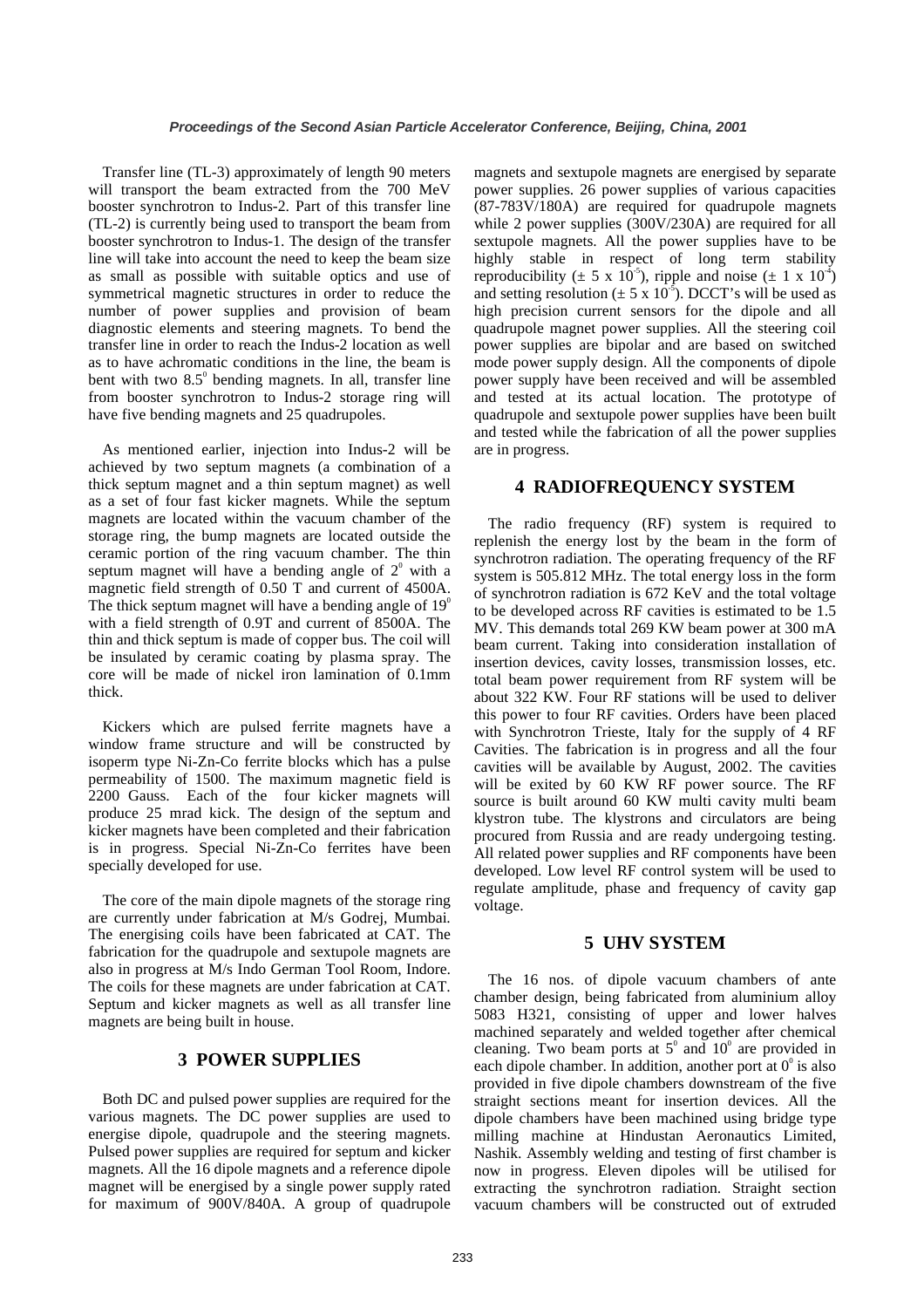Transfer line (TL-3) approximately of length 90 meters will transport the beam extracted from the 700 MeV booster synchrotron to Indus-2. Part of this transfer line (TL-2) is currently being used to transport the beam from booster synchrotron to Indus-1. The design of the transfer line will take into account the need to keep the beam size as small as possible with suitable optics and use of symmetrical magnetic structures in order to reduce the number of power supplies and provision of beam diagnostic elements and steering magnets. To bend the transfer line in order to reach the Indus-2 location as well as to have achromatic conditions in the line, the beam is bent with two $8.5^0$ bending magnets. In all, transfer line from booster synchrotron to Indus-2 storage ring will have five bending magnets and 25 quadrupoles.

As mentioned earlier, injection into Indus-2 will be achieved by two septum magnets (a combination of a thick septum magnet and a thin septum magnet) as well as a set of four fast kicker magnets. While the septum magnets are located within the vacuum chamber of the storage ring, the bump magnets are located outside the ceramic portion of the ring vacuum chamber. The thin septum magnet will have a bending angle of $2^0$ with a magnetic field strength of 0.50 T and current of 4500A. The thick septum magnet will have a bending angle of $19^0$ with a field strength of 0.9T and current of 8500A. The thin and thick septum is made of copper bus. The coil will be insulated by ceramic coating by plasma spray. The core will be made of nickel iron lamination of 0.1mm thick.

Kickers which are pulsed ferrite magnets have a window frame structure and will be constructed by isoperm type Ni-Zn-Co ferrite blocks which has a pulse permeability of 1500. The maximum magnetic field is 2200 Gauss. Each of the four kicker magnets will produce 25 mrad kick. The design of the septum and kicker magnets have been completed and their fabrication is in progress. Special Ni-Zn-Co ferrites have been specially developed for use.

The core of the main dipole magnets of the storage ring are currently under fabrication at M/s Godrej, Mumbai. The energising coils have been fabricated at CAT. The fabrication for the quadrupole and sextupole magnets are also in progress at M/s Indo German Tool Room, Indore. The coils for these magnets are under fabrication at CAT. Septum and kicker magnets as well as all transfer line magnets are being built in house.

## 3 POWER SUPPLIES

Both DC and pulsed power supplies are required for the various magnets. The DC power supplies are used to energise dipole, quadrupole and the steering magnets. Pulsed power supplies are required for septum and kicker magnets. All the 16 dipole magnets and a reference dipole magnet will be energised by a single power supply rated for maximum of 900V/840A. A group of quadrupole magnets and sextupole magnets are energised by separate power supplies. 26 power supplies of various capacities (87-783V/180A) are required for quadrupole magnets while 2 power supplies (300V/230A) are required for all sextupole magnets. All the power supplies have to be highly stable in respect of long term stability reproducibility ($\pm$ 5 x $10^{-5}$), ripple and noise ($\pm$ 1 x $10^{-4}$) and setting resolution ($\pm$ 5 x $10^{-5}$). DCCT's will be used as high precision current sensors for the dipole and all quadrupole magnet power supplies. All the steering coil power supplies are bipolar and are based on switched mode power supply design. All the components of dipole power supply have been received and will be assembled and tested at its actual location. The prototype of quadrupole and sextupole power supplies have been built and tested while the fabrication of all the power supplies are in progress.

## 4 RADIOFREQUENCY SYSTEM

The radio frequency (RF) system is required to replenish the energy lost by the beam in the form of synchrotron radiation. The operating frequency of the RF system is 505.812 MHz. The total energy loss in the form of synchrotron radiation is 672 KeV and the total voltage to be developed across RF cavities is estimated to be 1.5 MV. This demands total 269 KW beam power at 300 mA beam current. Taking into consideration installation of insertion devices, cavity losses, transmission losses, etc. total beam power requirement from RF system will be about 322 KW. Four RF stations will be used to deliver this power to four RF cavities. Orders have been placed with Synchrotron Trieste, Italy for the supply of 4 RF Cavities. The fabrication is in progress and all the four cavities will be available by August, 2002. The cavities will be exited by 60 KW RF power source. The RF source is built around 60 KW multi cavity multi beam klystron tube. The klystrons and circulators are being procured from Russia and are ready undergoing testing. All related power supplies and RF components have been developed. Low level RF control system will be used to regulate amplitude, phase and frequency of cavity gap voltage.

## 5 UHV SYSTEM

The 16 nos. of dipole vacuum chambers of ante chamber design, being fabricated from aluminium alloy 5083 H321, consisting of upper and lower halves machined separately and welded together after chemical cleaning. Two beam ports at $5^0$ and $10^0$ are provided in each dipole chamber. In addition, another port at $0^0$ is also provided in five dipole chambers downstream of the five straight sections meant for insertion devices. All the dipole chambers have been machined using bridge type milling machine at Hindustan Aeronautics Limited, Nashik. Assembly welding and testing of first chamber is now in progress. Eleven dipoles will be utilised for extracting the synchrotron radiation. Straight section vacuum chambers will be constructed out of extruded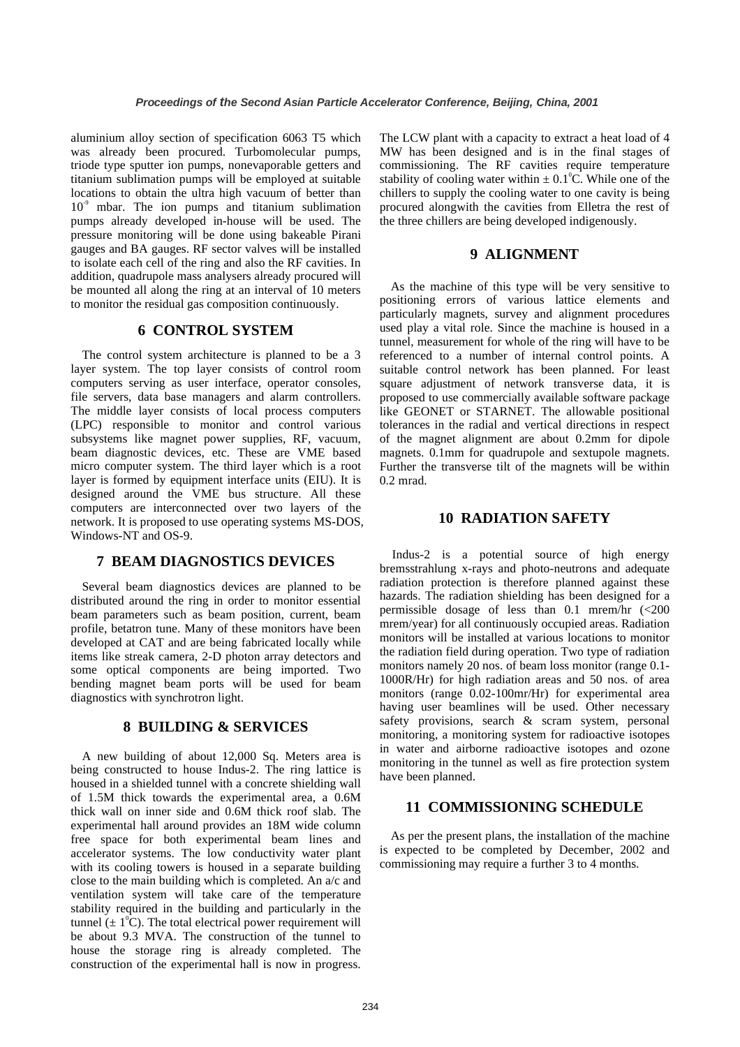aluminium alloy section of specification 6063 T5 which was already been procured. Turbomolecular pumps, triode type sputter ion pumps, nonevaporable getters and titanium sublimation pumps will be employed at suitable locations to obtain the ultra high vacuum of better than $10^{-9}$ mbar. The ion pumps and titanium sublimation pumps already developed in-house will be used. The pressure monitoring will be done using bakeable Pirani gauges and BA gauges. RF sector valves will be installed to isolate each cell of the ring and also the RF cavities. In addition, quadrupole mass analysers already procured will be mounted all along the ring at an interval of 10 meters to monitor the residual gas composition continuously.

## 6 CONTROL SYSTEM

The control system architecture is planned to be a 3 layer system. The top layer consists of control room computers serving as user interface, operator consoles, file servers, data base managers and alarm controllers. The middle layer consists of local process computers (LPC) responsible to monitor and control various subsystems like magnet power supplies, RF, vacuum, beam diagnostic devices, etc. These are VME based micro computer system. The third layer which is a root layer is formed by equipment interface units (EIU). It is designed around the VME bus structure. All these computers are interconnected over two layers of the network. It is proposed to use operating systems MS-DOS, Windows-NT and OS-9.

## 7 BEAM DIAGNOSTICS DEVICES

Several beam diagnostics devices are planned to be distributed around the ring in order to monitor essential beam parameters such as beam position, current, beam profile, betatron tune. Many of these monitors have been developed at CAT and are being fabricated locally while items like streak camera, 2-D photon array detectors and some optical components are being imported. Two bending magnet beam ports will be used for beam diagnostics with synchrotron light.

## 8 BUILDING & SERVICES

A new building of about 12,000 Sq. Meters area is being constructed to house Indus-2. The ring lattice is housed in a shielded tunnel with a concrete shielding wall of 1.5M thick towards the experimental area, a 0.6M thick wall on inner side and 0.6M thick roof slab. The experimental hall around provides an 18M wide column free space for both experimental beam lines and accelerator systems. The low conductivity water plant with its cooling towers is housed in a separate building close to the main building which is completed. An a/c and ventilation system will take care of the temperature stability required in the building and particularly in the tunnel ($\pm 1^0$C). The total electrical power requirement will be about 9.3 MVA. The construction of the tunnel to house the storage ring is already completed. The construction of the experimental hall is now in progress. The LCW plant with a capacity to extract a heat load of 4 MW has been designed and is in the final stages of commissioning. The RF cavities require temperature stability of cooling water within $\pm 0.1^0$C. While one of the chillers to supply the cooling water to one cavity is being procured alongwith the cavities from Elletra the rest of the three chillers are being developed indigenously.

## 9 ALIGNMENT

As the machine of this type will be very sensitive to positioning errors of various lattice elements and particularly magnets, survey and alignment procedures used play a vital role. Since the machine is housed in a tunnel, measurement for whole of the ring will have to be referenced to a number of internal control points. A suitable control network has been planned. For least square adjustment of network transverse data, it is proposed to use commercially available software package like GEONET or STARNET. The allowable positional tolerances in the radial and vertical directions in respect of the magnet alignment are about 0.2mm for dipole magnets. 0.1mm for quadrupole and sextupole magnets. Further the transverse tilt of the magnets will be within 0.2 mrad.

## 10 RADIATION SAFETY

Indus-2 is a potential source of high energy bremsstrahlung x-rays and photo-neutrons and adequate radiation protection is therefore planned against these hazards. The radiation shielding has been designed for a permissible dosage of less than 0.1 mrem/hr (<200 mrem/year) for all continuously occupied areas. Radiation monitors will be installed at various locations to monitor the radiation field during operation. Two type of radiation monitors namely 20 nos. of beam loss monitor (range 0.1-1000R/Hr) for high radiation areas and 50 nos. of area monitors (range 0.02-100mr/Hr) for experimental area having user beamlines will be used. Other necessary safety provisions, search & scram system, personal monitoring, a monitoring system for radioactive isotopes in water and airborne radioactive isotopes and ozone monitoring in the tunnel as well as fire protection system have been planned.

## 11 COMMISSIONING SCHEDULE

As per the present plans, the installation of the machine is expected to be completed by December, 2002 and commissioning may require a further 3 to 4 months.